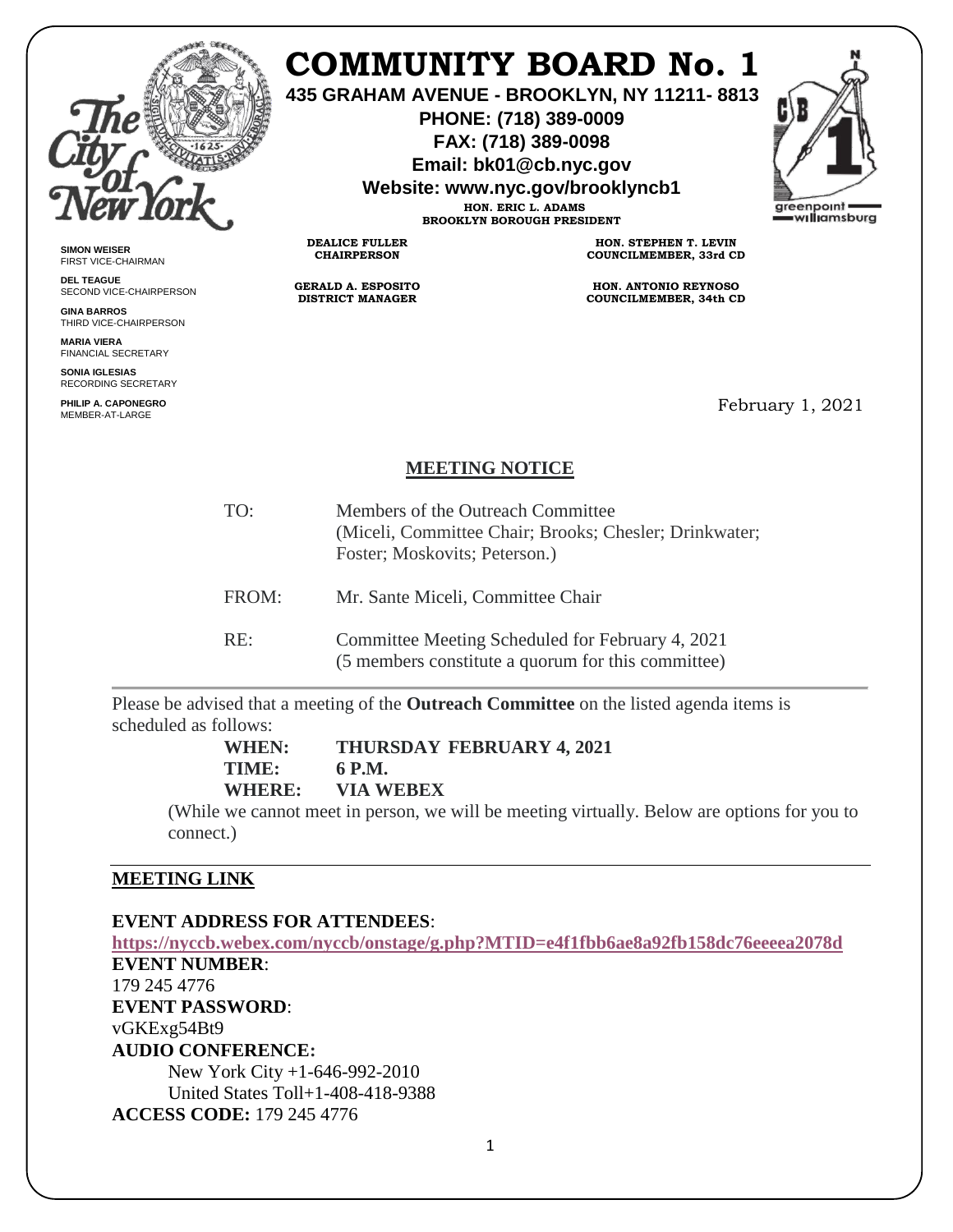# COMMUNITY BOARD No. 1

**435 GRAHAM AVENUE - BROOKLYN, NY 11211- 8813**
**PHONE: (718) 389-0009**
**FAX: (718) 389-0098**
**Email: bk01@cb.nyc.gov**
**Website: www.nyc.gov/brooklyncb1**

**HON. ERIC L. ADAMS**
**BROOKLYN BOROUGH PRESIDENT**

**DEALICE FULLER**
**CHAIRPERSON**

**GERALD A. ESPOSITO**
**DISTRICT MANAGER**

**HON. STEPHEN T. LEVIN**
**COUNCILMEMBER, 33rd CD**

**HON. ANTONIO REYNOSO**
**COUNCILMEMBER, 34th CD**

**SIMON WEISER**
FIRST VICE-CHAIRMAN

**DEL TEAGUE**
SECOND VICE-CHAIRPERSON

**GINA BARROS**
THIRD VICE-CHAIRPERSON

**MARIA VIERA**
FINANCIAL SECRETARY

**SONIA IGLESIAS**
RECORDING SECRETARY

**PHILIP A. CAPONEGRO**
MEMBER-AT-LARGE

February 1, 2021

## MEETING NOTICE

TO: Members of the Outreach Committee
(Miceli, Committee Chair; Brooks; Chesler; Drinkwater; Foster; Moskovits; Peterson.)

FROM: Mr. Sante Miceli, Committee Chair

RE: Committee Meeting Scheduled for February 4, 2021
(5 members constitute a quorum for this committee)

---

Please be advised that a meeting of the **Outreach Committee** on the listed agenda items is scheduled as follows:

**WHEN: THURSDAY FEBRUARY 4, 2021**
**TIME: 6 P.M.**
**WHERE: VIA WEBEX**

(While we cannot meet in person, we will be meeting virtually. Below are options for you to connect.)

---

**MEETING LINK**

**EVENT ADDRESS FOR ATTENDEES**:
**https://nyccb.webex.com/nyccb/onstage/g.php?MTID=e4f1fbb6ae8a92fb158dc76eeeea2078d**
**EVENT NUMBER**:
179 245 4776
**EVENT PASSWORD**:
vGKExg54Bt9
**AUDIO CONFERENCE:**
New York City +1-646-992-2010
United States Toll+1-408-418-9388
**ACCESS CODE:** 179 245 4776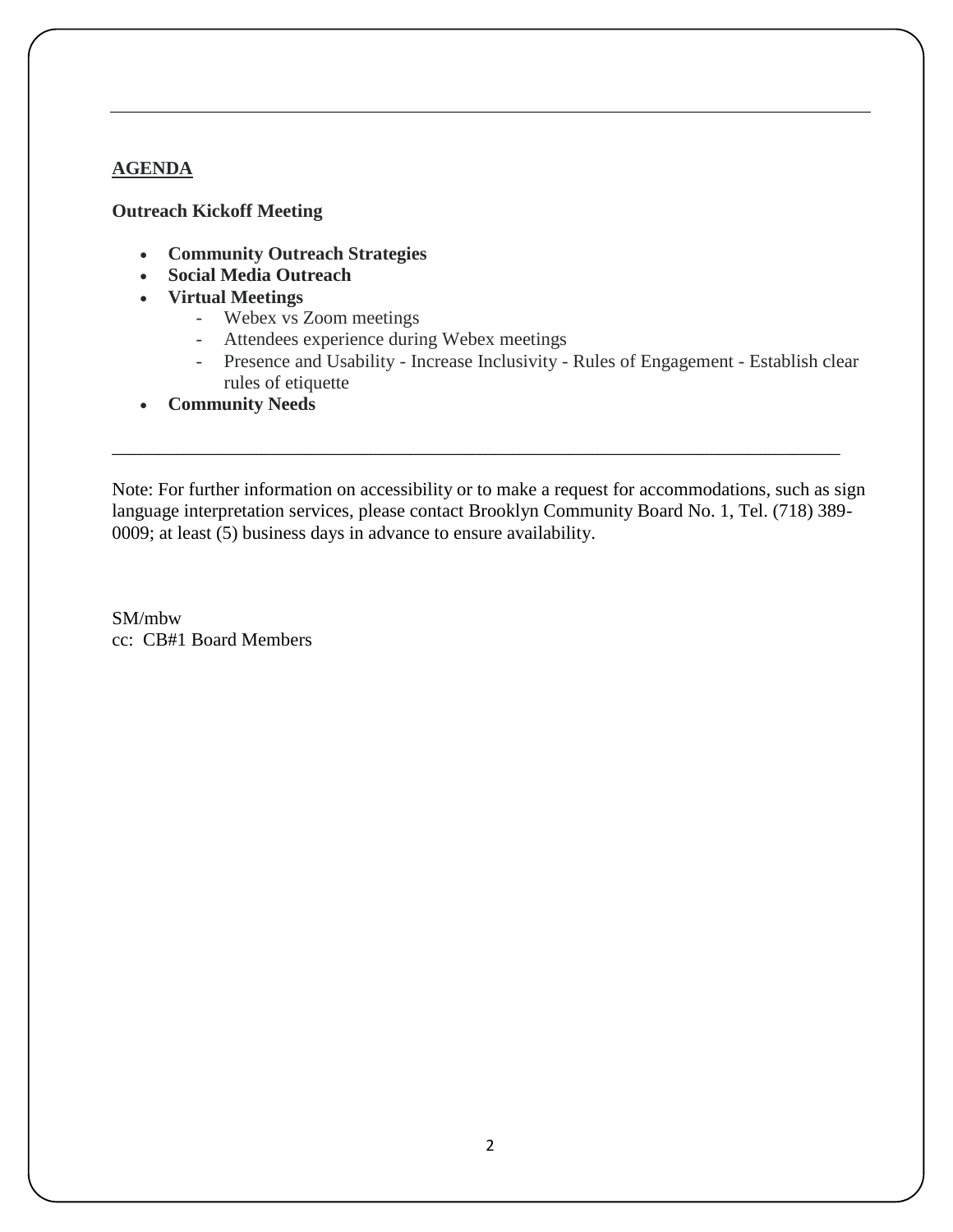---

## AGENDA

**Outreach Kickoff Meeting**

- **Community Outreach Strategies**
- **Social Media Outreach**
- **Virtual Meetings**
    - Webex vs Zoom meetings
    - Attendees experience during Webex meetings
    - Presence and Usability - Increase Inclusivity - Rules of Engagement - Establish clear rules of etiquette
- **Community Needs**

---

Note: For further information on accessibility or to make a request for accommodations, such as sign language interpretation services, please contact Brooklyn Community Board No. 1, Tel. (718) 389-0009; at least (5) business days in advance to ensure availability.

SM/mbw
cc: CB#1 Board Members